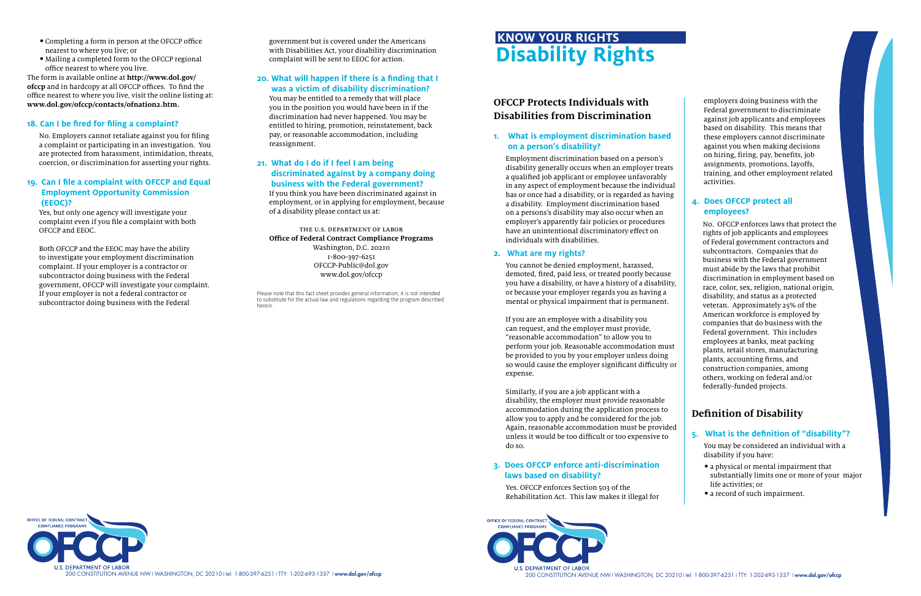# KNOW YOUR RIGHTS
# Disability Rights

## OFCCP Protects Individuals with Disabilities from Discrimination

### 1. What is employment discrimination based on a person's disability?

Employment discrimination based on a person's disability generally occurs when an employer treats a qualified job applicant or employee unfavorably in any aspect of employment because the individual has or once had a disability, or is regarded as having a disability. Employment discrimination based on a persons's disability may also occur when an employer's apparently fair policies or procedures have an unintentional discriminatory effect on individuals with disabilities.

### 2. What are my rights?

You cannot be denied employment, harassed, demoted, fired, paid less, or treated poorly because you have a disability, or have a history of a disability, or because your employer regards you as having a mental or physical impairment that is permanent.

If you are an employee with a disability you can request, and the employer must provide, "reasonable accommodation" to allow you to perform your job. Reasonable accommodation must be provided to you by your employer unless doing so would cause the employer significant difficulty or expense.

Similarly, if you are a job applicant with a disability, the employer must provide reasonable accommodation during the application process to allow you to apply and be considered for the job. Again, reasonable accommodation must be provided unless it would be too difficult or too expensive to do so.

### 3. Does OFCCP enforce anti-discrimination laws based on disability?

Yes. OFCCP enforces Section 503 of the Rehabilitation Act. This law makes it illegal for employers doing business with the Federal government to discriminate against job applicants and employees based on disability. This means that these employers cannot discriminate against you when making decisions on hiring, firing, pay, benefits, job assignments, promotions, layoffs, training, and other employment related activities.

### 4. Does OFCCP protect all employees?

No. OFCCP enforces laws that protect the rights of job applicants and employees of Federal government contractors and subcontractors. Companies that do business with the Federal government must abide by the laws that prohibit discrimination in employment based on race, color, sex, religion, national origin, disability, and status as a protected veteran. Approximately 25% of the American workforce is employed by companies that do business with the Federal government. This includes employees at banks, meat packing plants, retail stores, manufacturing plants, accounting firms, and construction companies, among others, working on federal and/or federally-funded projects.

## Definition of Disability

### 5. What is the definition of "disability"?

You may be considered an individual with a disability if you have:

- a physical or mental impairment that substantially limits one or more of your major life activities; or
- a record of such impairment.

- Completing a form in person at the OFCCP office nearest to where you live; or
- Mailing a completed form to the OFCCP regional office nearest to where you live.

The form is available online at **http://www.dol.gov/ofccp** and in hardcopy at all OFCCP offices. To find the office nearest to where you live, visit the online listing at: **www.dol.gov/ofccp/contacts/ofnation2.htm.**

### 18. Can I be fired for filing a complaint?

No. Employers cannot retaliate against you for filing a complaint or participating in an investigation. You are protected from harassment, intimidation, threats, coercion, or discrimination for asserting your rights.

### 19. Can I file a complaint with OFCCP and Equal Employment Opportunity Commission (EEOC)?

Yes, but only one agency will investigate your complaint even if you file a complaint with both OFCCP and EEOC.

Both OFCCP and the EEOC may have the ability to investigate your employment discrimination complaint. If your employer is a contractor or subcontractor doing business with the Federal government, OFCCP will investigate your complaint. If your employer is not a federal contractor or subcontractor doing business with the Federal government but is covered under the Americans with Disabilities Act, your disability discrimination complaint will be sent to EEOC for action.

### 20. What will happen if there is a finding that I was a victim of disability discrimination?

You may be entitled to a remedy that will place you in the position you would have been in if the discrimination had never happened. You may be entitled to hiring, promotion, reinstatement, back pay, or reasonable accommodation, including reassignment.

### 21. What do I do if I feel I am being discriminated against by a company doing business with the Federal government?

If you think you have been discriminated against in employment, or in applying for employment, because of a disability please contact us at:

THE U.S. DEPARTMENT OF LABOR
**Office of Federal Contract Compliance Programs**
Washington, D.C. 20210
1-800-397-6251
OFCCP-Public@dol.gov
www.dol.gov/ofccp

Please note that this fact sheet provides general information, it is not intended to substitute for the actual law and regulations regarding the program described herein.

OFFICE OF FEDERAL CONTRACT COMPLIANCE PROGRAMS
OFCCP
U.S. DEPARTMENT OF LABOR
200 CONSTITUTION AVENUE NW | WASHINGTON, DC 20210 | tel: 1-800-397-6251 | TTY: 1-202-693-1337 | **www.dol.gov/ofccp**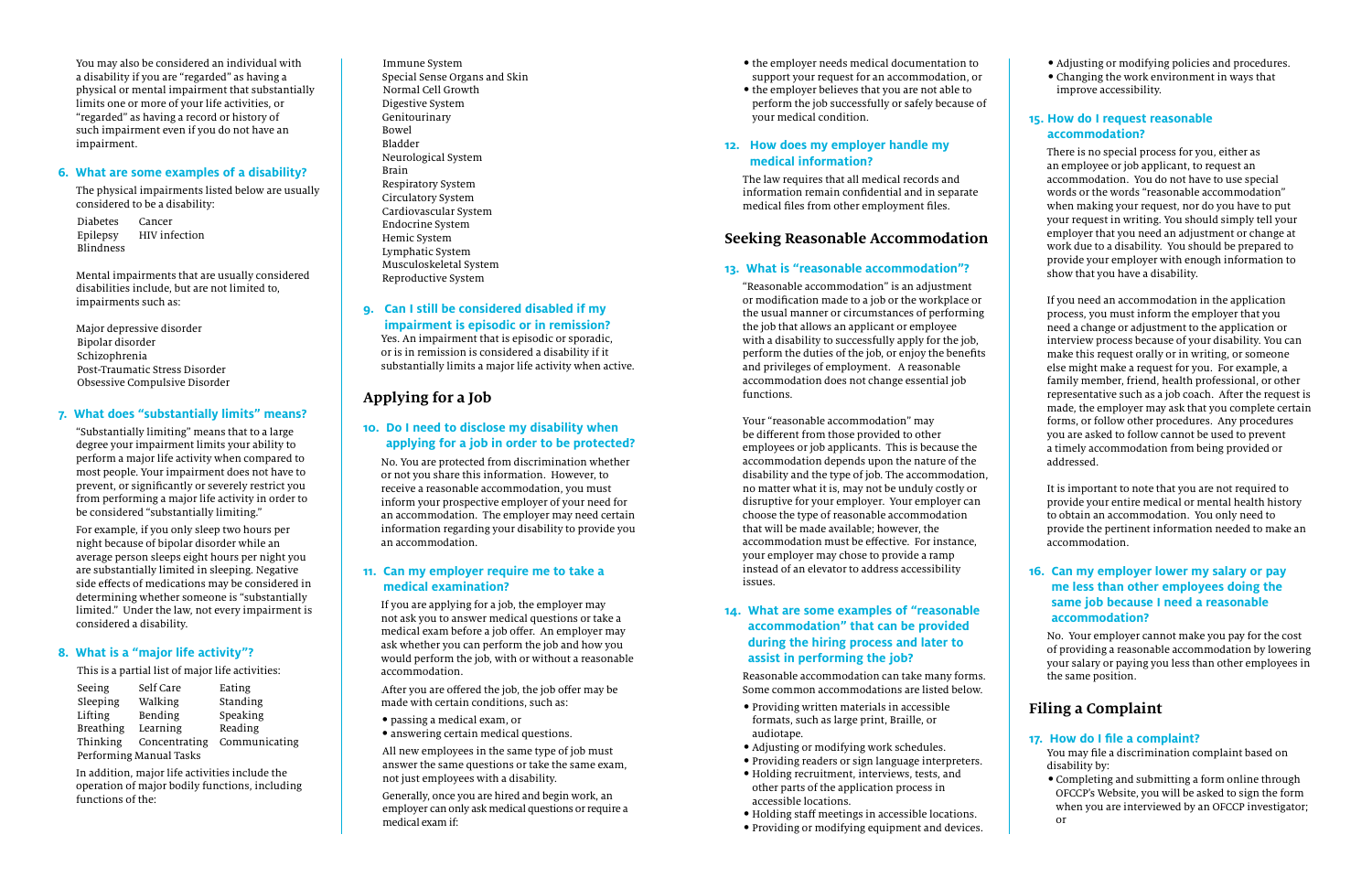You may also be considered an individual with a disability if you are "regarded" as having a physical or mental impairment that substantially limits one or more of your life activities, or "regarded" as having a record or history of such impairment even if you do not have an impairment.

### 6. What are some examples of a disability?

The physical impairments listed below are usually considered to be a disability:

| | |
|---|---|
| Diabetes | Cancer |
| Epilepsy | HIV infection |
| Blindness | |

Mental impairments that are usually considered disabilities include, but are not limited to, impairments such as:

Major depressive disorder
Bipolar disorder
Schizophrenia
Post-Traumatic Stress Disorder
Obsessive Compulsive Disorder

### 7. What does "substantially limits" means?

"Substantially limiting" means that to a large degree your impairment limits your ability to perform a major life activity when compared to most people. Your impairment does not have to prevent, or significantly or severely restrict you from performing a major life activity in order to be considered "substantially limiting."

For example, if you only sleep two hours per night because of bipolar disorder while an average person sleeps eight hours per night you are substantially limited in sleeping. Negative side effects of medications may be considered in determining whether someone is "substantially limited." Under the law, not every impairment is considered a disability.

### 8. What is a "major life activity"?

This is a partial list of major life activities:

| | | |
|---|---|---|
| Seeing | Self Care | Eating |
| Sleeping | Walking | Standing |
| Lifting | Bending | Speaking |
| Breathing | Learning | Reading |
| Thinking | Concentrating | Communicating |
| Performing Manual Tasks | | |

In addition, major life activities include the operation of major bodily functions, including functions of the:

Immune System
Special Sense Organs and Skin
Normal Cell Growth
Digestive System
Genitourinary
Bowel
Bladder
Neurological System
Brain
Respiratory System
Circulatory System
Cardiovascular System
Endocrine System
Hemic System
Lymphatic System
Musculoskeletal System
Reproductive System

### 9. Can I still be considered disabled if my impairment is episodic or in remission?

Yes. An impairment that is episodic or sporadic, or is in remission is considered a disability if it substantially limits a major life activity when active.

## Applying for a Job

### 10. Do I need to disclose my disability when applying for a job in order to be protected?

No. You are protected from discrimination whether or not you share this information. However, to receive a reasonable accommodation, you must inform your prospective employer of your need for an accommodation. The employer may need certain information regarding your disability to provide you an accommodation.

### 11. Can my employer require me to take a medical examination?

If you are applying for a job, the employer may not ask you to answer medical questions or take a medical exam before a job offer. An employer may ask whether you can perform the job and how you would perform the job, with or without a reasonable accommodation.

After you are offered the job, the job offer may be made with certain conditions, such as:

- passing a medical exam, or
- answering certain medical questions.

All new employees in the same type of job must answer the same questions or take the same exam, not just employees with a disability.

Generally, once you are hired and begin work, an employer can only ask medical questions or require a medical exam if:

- the employer needs medical documentation to support your request for an accommodation, or
- the employer believes that you are not able to perform the job successfully or safely because of your medical condition.

### 12. How does my employer handle my medical information?

The law requires that all medical records and information remain confidential and in separate medical files from other employment files.

## Seeking Reasonable Accommodation

### 13. What is "reasonable accommodation"?

"Reasonable accommodation" is an adjustment or modification made to a job or the workplace or the usual manner or circumstances of performing the job that allows an applicant or employee with a disability to successfully apply for the job, perform the duties of the job, or enjoy the benefits and privileges of employment. A reasonable accommodation does not change essential job functions.

Your "reasonable accommodation" may be different from those provided to other employees or job applicants. This is because the accommodation depends upon the nature of the disability and the type of job. The accommodation, no matter what it is, may not be unduly costly or disruptive for your employer. Your employer can choose the type of reasonable accommodation that will be made available; however, the accommodation must be effective. For instance, your employer may chose to provide a ramp instead of an elevator to address accessibility issues.

### 14. What are some examples of "reasonable accommodation" that can be provided during the hiring process and later to assist in performing the job?

Reasonable accommodation can take many forms. Some common accommodations are listed below.

- Providing written materials in accessible formats, such as large print, Braille, or audiotape.
- Adjusting or modifying work schedules.
- Providing readers or sign language interpreters.
- Holding recruitment, interviews, tests, and other parts of the application process in accessible locations.
- Holding staff meetings in accessible locations.
- Providing or modifying equipment and devices.
- Adjusting or modifying policies and procedures.
- Changing the work environment in ways that improve accessibility.

### 15. How do I request reasonable accommodation?

There is no special process for you, either as an employee or job applicant, to request an accommodation. You do not have to use special words or the words "reasonable accommodation" when making your request, nor do you have to put your request in writing. You should simply tell your employer that you need an adjustment or change at work due to a disability. You should be prepared to provide your employer with enough information to show that you have a disability.

If you need an accommodation in the application process, you must inform the employer that you need a change or adjustment to the application or interview process because of your disability. You can make this request orally or in writing, or someone else might make a request for you. For example, a family member, friend, health professional, or other representative such as a job coach. After the request is made, the employer may ask that you complete certain forms, or follow other procedures. Any procedures you are asked to follow cannot be used to prevent a timely accommodation from being provided or addressed.

It is important to note that you are not required to provide your entire medical or mental health history to obtain an accommodation. You only need to provide the pertinent information needed to make an accommodation.

### 16. Can my employer lower my salary or pay me less than other employees doing the same job because I need a reasonable accommodation?

No. Your employer cannot make you pay for the cost of providing a reasonable accommodation by lowering your salary or paying you less than other employees in the same position.

## Filing a Complaint

### 17. How do I file a complaint?

You may file a discrimination complaint based on disability by:

- Completing and submitting a form online through OFCCP's Website, you will be asked to sign the form when you are interviewed by an OFCCP investigator; or